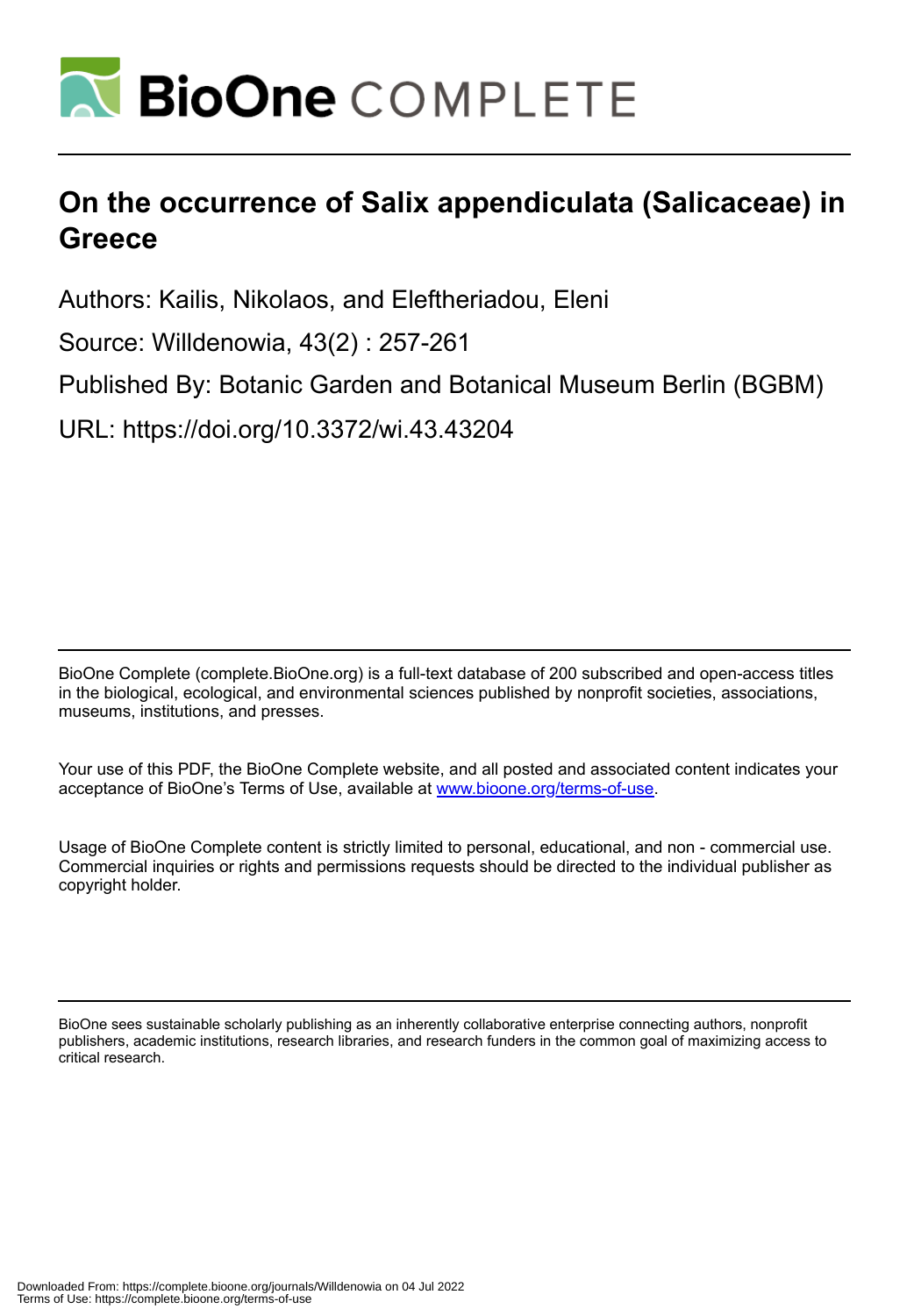# On the occurrence of Salix appendiculata (Salicaceae) in Greece

Authors: Kailis, Nikolaos, and Eleftheriadou, Eleni

Source: Willdenowia, 43(2) : 257-261

Published By: Botanic Garden and Botanical Museum Berlin (BGBM)

URL: https://doi.org/10.3372/wi.43.43204

BioOne Complete (complete.BioOne.org) is a full-text database of 200 subscribed and open-access titles in the biological, ecological, and environmental sciences published by nonprofit societies, associations, museums, institutions, and presses.

Your use of this PDF, the BioOne Complete website, and all posted and associated content indicates your acceptance of BioOne's Terms of Use, available at www.bioone.org/terms-of-use.

Usage of BioOne Complete content is strictly limited to personal, educational, and non - commercial use. Commercial inquiries or rights and permissions requests should be directed to the individual publisher as copyright holder.

BioOne sees sustainable scholarly publishing as an inherently collaborative enterprise connecting authors, nonprofit publishers, academic institutions, research libraries, and research funders in the common goal of maximizing access to critical research.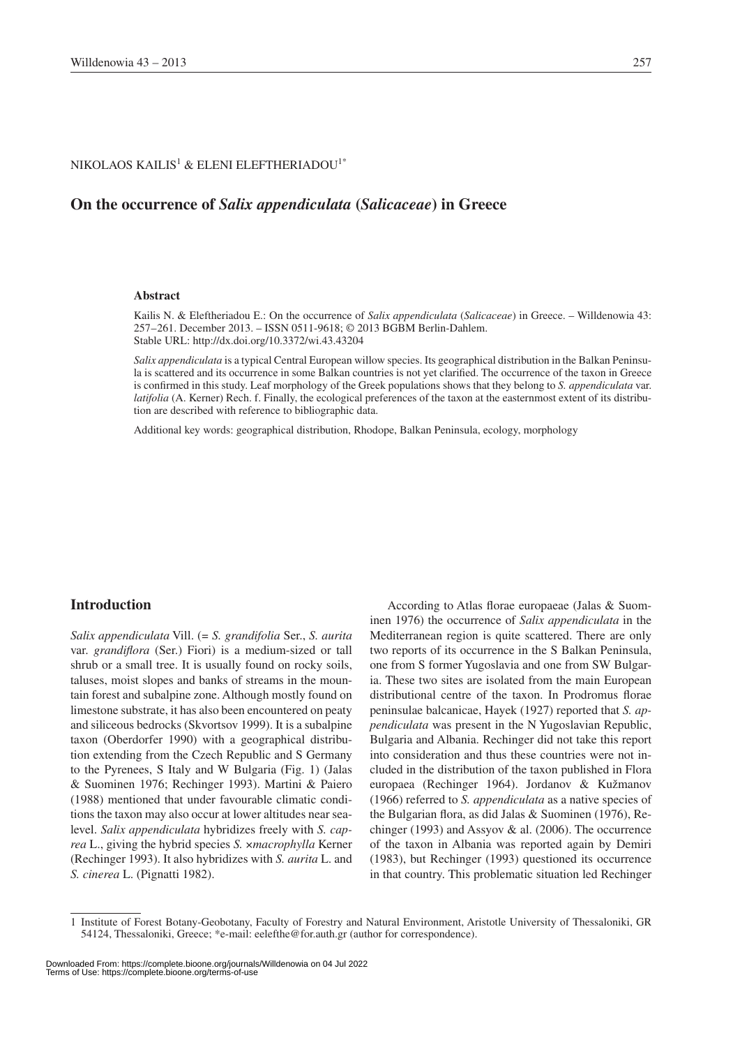NIKOLAOS KAILIS[1] & ELENI ELEFTHERIADOU[1*]

# On the occurrence of *Salix appendiculata* (*Salicaceae*) in Greece

### Abstract

Kailis N. & Eleftheriadou E.: On the occurrence of *Salix appendiculata* (*Salicaceae*) in Greece. – Willdenowia 43: 257–261. December 2013. – ISSN 0511-9618; © 2013 BGBM Berlin-Dahlem.
Stable URL: http://dx.doi.org/10.3372/wi.43.43204

*Salix appendiculata* is a typical Central European willow species. Its geographical distribution in the Balkan Peninsula is scattered and its occurrence in some Balkan countries is not yet clarified. The occurrence of the taxon in Greece is confirmed in this study. Leaf morphology of the Greek populations shows that they belong to *S. appendiculata* var. *latifolia* (A. Kerner) Rech. f. Finally, the ecological preferences of the taxon at the easternmost extent of its distribution are described with reference to bibliographic data.

Additional key words: geographical distribution, Rhodope, Balkan Peninsula, ecology, morphology

## Introduction

*Salix appendiculata* Vill. (= *S. grandifolia* Ser., *S. aurita* var. *grandiflora* (Ser.) Fiori) is a medium-sized or tall shrub or a small tree. It is usually found on rocky soils, taluses, moist slopes and banks of streams in the mountain forest and subalpine zone. Although mostly found on limestone substrate, it has also been encountered on peaty and siliceous bedrocks (Skvortsov 1999). It is a subalpine taxon (Oberdorfer 1990) with a geographical distribution extending from the Czech Republic and S Germany to the Pyrenees, S Italy and W Bulgaria (Fig. 1) (Jalas & Suominen 1976; Rechinger 1993). Martini & Paiero (1988) mentioned that under favourable climatic conditions the taxon may also occur at lower altitudes near sea-level. *Salix appendiculata* hybridizes freely with *S. caprea* L., giving the hybrid species *S.* ×*macrophylla* Kerner (Rechinger 1993). It also hybridizes with *S. aurita* L. and *S. cinerea* L. (Pignatti 1982).

According to Atlas florae europaeae (Jalas & Suominen 1976) the occurrence of *Salix appendiculata* in the Mediterranean region is quite scattered. There are only two reports of its occurrence in the S Balkan Peninsula, one from S former Yugoslavia and one from SW Bulgaria. These two sites are isolated from the main European distributional centre of the taxon. In Prodromus florae peninsulae balcanicae, Hayek (1927) reported that *S. appendiculata* was present in the N Yugoslavian Republic, Bulgaria and Albania. Rechinger did not take this report into consideration and thus these countries were not included in the distribution of the taxon published in Flora europaea (Rechinger 1964). Jordanov & Kužmanov (1966) referred to *S. appendiculata* as a native species of the Bulgarian flora, as did Jalas & Suominen (1976), Rechinger (1993) and Assyov & al. (2006). The occurrence of the taxon in Albania was reported again by Demiri (1983), but Rechinger (1993) questioned its occurrence in that country. This problematic situation led Rechinger

---

1 Institute of Forest Botany-Geobotany, Faculty of Forestry and Natural Environment, Aristotle University of Thessaloniki, GR 54124, Thessaloniki, Greece; *e-mail: eelefthe@for.auth.gr (author for correspondence).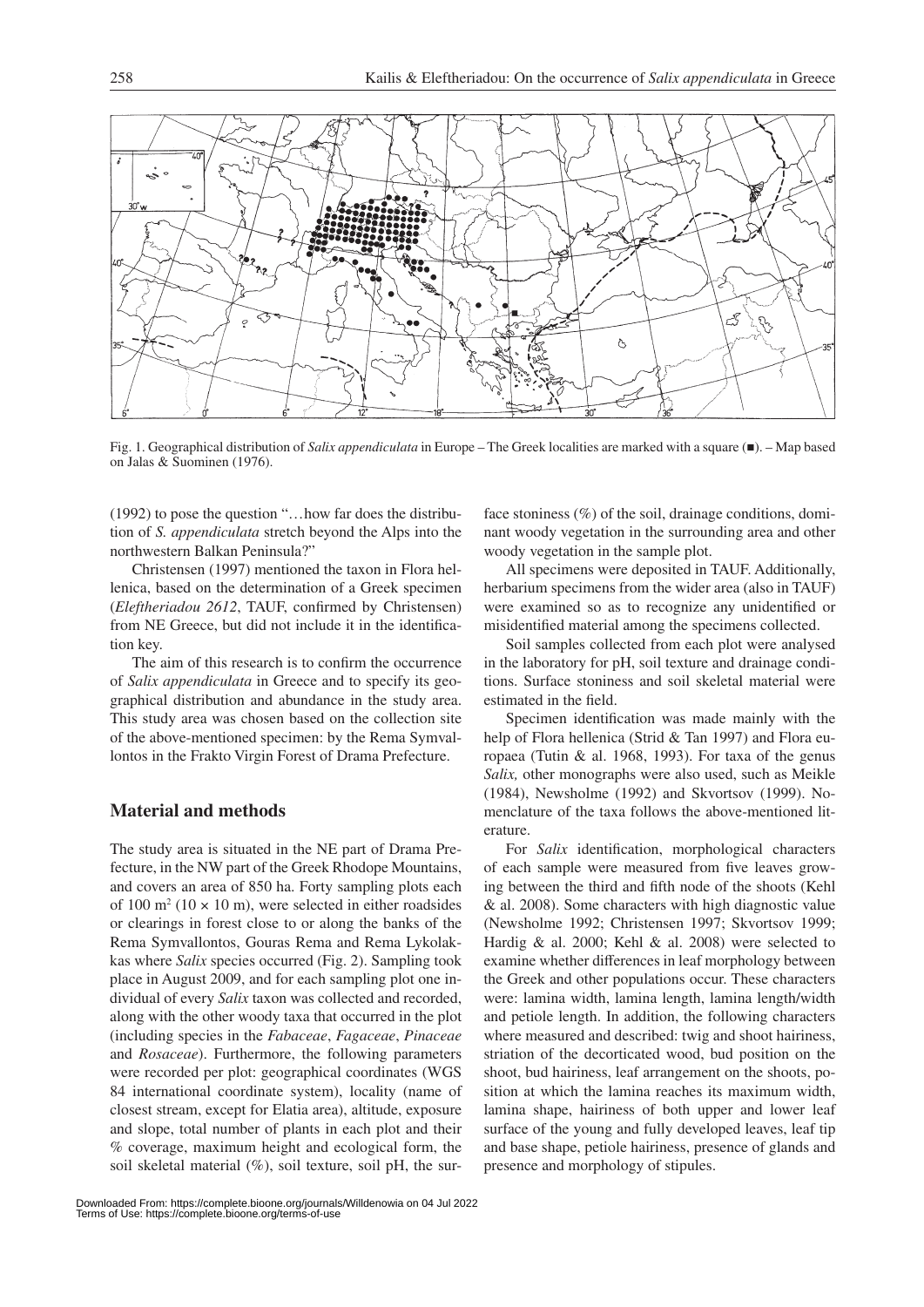Fig. 1. Geographical distribution of *Salix appendiculata* in Europe – The Greek localities are marked with a square (■). – Map based on Jalas & Suominen (1976).

(1992) to pose the question "…how far does the distribution of *S. appendiculata* stretch beyond the Alps into the northwestern Balkan Peninsula?"

Christensen (1997) mentioned the taxon in Flora hellenica, based on the determination of a Greek specimen (*Eleftheriadou 2612*, TAUF, confirmed by Christensen) from NE Greece, but did not include it in the identification key.

The aim of this research is to confirm the occurrence of *Salix appendiculata* in Greece and to specify its geographical distribution and abundance in the study area. This study area was chosen based on the collection site of the above-mentioned specimen: by the Rema Symvallontos in the Frakto Virgin Forest of Drama Prefecture.

## Material and methods

The study area is situated in the NE part of Drama Prefecture, in the NW part of the Greek Rhodope Mountains, and covers an area of 850 ha. Forty sampling plots each of 100 m$^2$ (10 × 10 m), were selected in either roadsides or clearings in forest close to or along the banks of the Rema Symvallontos, Gouras Rema and Rema Lykolakkas where *Salix* species occurred (Fig. 2). Sampling took place in August 2009, and for each sampling plot one individual of every *Salix* taxon was collected and recorded, along with the other woody taxa that occurred in the plot (including species in the *Fabaceae*, *Fagaceae*, *Pinaceae* and *Rosaceae*). Furthermore, the following parameters were recorded per plot: geographical coordinates (WGS 84 international coordinate system), locality (name of closest stream, except for Elatia area), altitude, exposure and slope, total number of plants in each plot and their % coverage, maximum height and ecological form, the soil skeletal material (%), soil texture, soil pH, the surface stoniness (%) of the soil, drainage conditions, dominant woody vegetation in the surrounding area and other woody vegetation in the sample plot.

All specimens were deposited in TAUF. Additionally, herbarium specimens from the wider area (also in TAUF) were examined so as to recognize any unidentified or misidentified material among the specimens collected.

Soil samples collected from each plot were analysed in the laboratory for pH, soil texture and drainage conditions. Surface stoniness and soil skeletal material were estimated in the field.

Specimen identification was made mainly with the help of Flora hellenica (Strid & Tan 1997) and Flora europaea (Tutin & al. 1968, 1993). For taxa of the genus *Salix,* other monographs were also used, such as Meikle (1984), Newsholme (1992) and Skvortsov (1999). Nomenclature of the taxa follows the above-mentioned literature.

For *Salix* identification, morphological characters of each sample were measured from five leaves growing between the third and fifth node of the shoots (Kehl & al. 2008). Some characters with high diagnostic value (Newsholme 1992; Christensen 1997; Skvortsov 1999; Hardig & al. 2000; Kehl & al. 2008) were selected to examine whether differences in leaf morphology between the Greek and other populations occur. These characters were: lamina width, lamina length, lamina length/width and petiole length. In addition, the following characters where measured and described: twig and shoot hairiness, striation of the decorticated wood, bud position on the shoot, bud hairiness, leaf arrangement on the shoots, position at which the lamina reaches its maximum width, lamina shape, hairiness of both upper and lower leaf surface of the young and fully developed leaves, leaf tip and base shape, petiole hairiness, presence of glands and presence and morphology of stipules.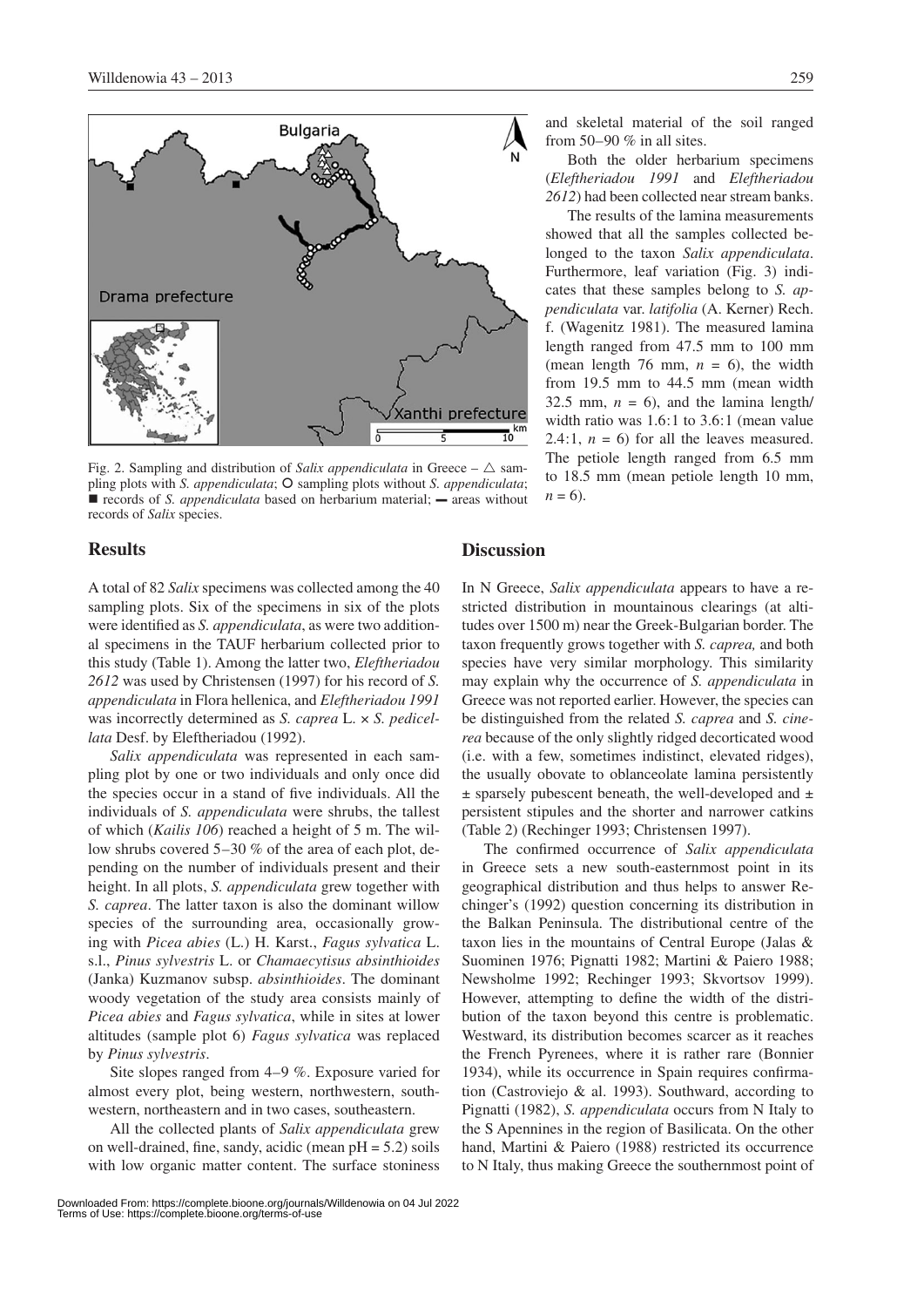Bulgaria

N

Drama prefecture

Xanthi prefecture

km

0 5 10

Fig. 2. Sampling and distribution of *Salix appendiculata* in Greece – △ sampling plots with *S. appendiculata*; ○ sampling plots without *S. appendiculata*; ■ records of *S. appendiculata* based on herbarium material; ▬ areas without records of *Salix* species.

and skeletal material of the soil ranged from 50–90 % in all sites.

Both the older herbarium specimens (*Eleftheriadou 1991* and *Eleftheriadou 2612*) had been collected near stream banks.

The results of the lamina measurements showed that all the samples collected belonged to the taxon *Salix appendiculata*. Furthermore, leaf variation (Fig. 3) indicates that these samples belong to *S. appendiculata* var. *latifolia* (A. Kerner) Rech. f. (Wagenitz 1981). The measured lamina length ranged from 47.5 mm to 100 mm (mean length 76 mm, $n = 6$), the width from 19.5 mm to 44.5 mm (mean width 32.5 mm, $n = 6$), and the lamina length/width ratio was 1.6:1 to 3.6:1 (mean value 2.4:1, $n = 6$) for all the leaves measured. The petiole length ranged from 6.5 mm to 18.5 mm (mean petiole length 10 mm, $n = 6$).

## Results

A total of 82 *Salix* specimens was collected among the 40 sampling plots. Six of the specimens in six of the plots were identified as *S. appendiculata*, as were two additional specimens in the TAUF herbarium collected prior to this study (Table 1). Among the latter two, *Eleftheriadou 2612* was used by Christensen (1997) for his record of *S. appendiculata* in Flora hellenica, and *Eleftheriadou 1991* was incorrectly determined as *S. caprea* L. × *S. pedicellata* Desf. by Eleftheriadou (1992).

*Salix appendiculata* was represented in each sampling plot by one or two individuals and only once did the species occur in a stand of five individuals. All the individuals of *S. appendiculata* were shrubs, the tallest of which (*Kailis 106*) reached a height of 5 m. The willow shrubs covered 5–30 % of the area of each plot, depending on the number of individuals present and their height. In all plots, *S. appendiculata* grew together with *S. caprea*. The latter taxon is also the dominant willow species of the surrounding area, occasionally growing with *Picea abies* (L.) H. Karst., *Fagus sylvatica* L. s.l., *Pinus sylvestris* L. or *Chamaecytisus absinthioides* (Janka) Kuzmanov subsp. *absinthioides*. The dominant woody vegetation of the study area consists mainly of *Picea abies* and *Fagus sylvatica*, while in sites at lower altitudes (sample plot 6) *Fagus sylvatica* was replaced by *Pinus sylvestris*.

Site slopes ranged from 4–9 %. Exposure varied for almost every plot, being western, northwestern, southwestern, northeastern and in two cases, southeastern.

All the collected plants of *Salix appendiculata* grew on well-drained, fine, sandy, acidic (mean pH = 5.2) soils with low organic matter content. The surface stoniness

## Discussion

In N Greece, *Salix appendiculata* appears to have a restricted distribution in mountainous clearings (at altitudes over 1500 m) near the Greek-Bulgarian border. The taxon frequently grows together with *S. caprea,* and both species have very similar morphology. This similarity may explain why the occurrence of *S. appendiculata* in Greece was not reported earlier. However, the species can be distinguished from the related *S. caprea* and *S. cinerea* because of the only slightly ridged decorticated wood (i.e. with a few, sometimes indistinct, elevated ridges), the usually obovate to oblanceolate lamina persistently ± sparsely pubescent beneath, the well-developed and ± persistent stipules and the shorter and narrower catkins (Table 2) (Rechinger 1993; Christensen 1997).

The confirmed occurrence of *Salix appendiculata* in Greece sets a new south-easternmost point in its geographical distribution and thus helps to answer Rechinger's (1992) question concerning its distribution in the Balkan Peninsula. The distributional centre of the taxon lies in the mountains of Central Europe (Jalas & Suominen 1976; Pignatti 1982; Martini & Paiero 1988; Newsholme 1992; Rechinger 1993; Skvortsov 1999). However, attempting to define the width of the distribution of the taxon beyond this centre is problematic. Westward, its distribution becomes scarcer as it reaches the French Pyrenees, where it is rather rare (Bonnier 1934), while its occurrence in Spain requires confirmation (Castroviejo & al. 1993). Southward, according to Pignatti (1982), *S. appendiculata* occurs from N Italy to the S Apennines in the region of Basilicata. On the other hand, Martini & Paiero (1988) restricted its occurrence to N Italy, thus making Greece the southernmost point of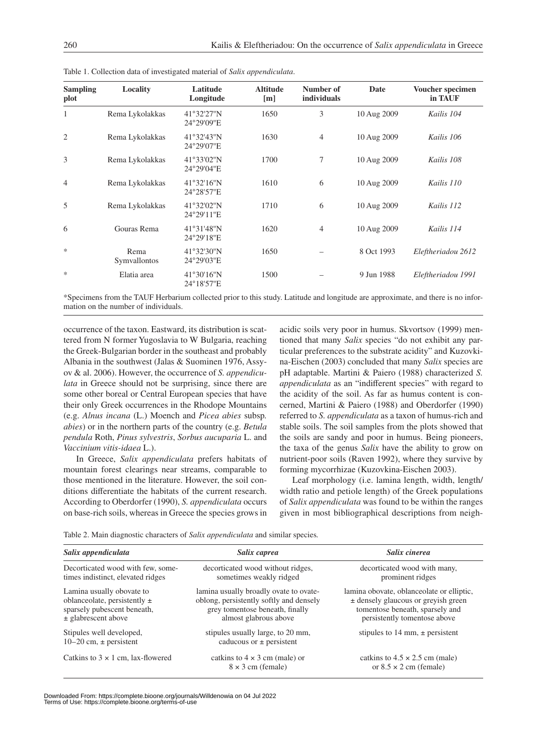Table 1. Collection data of investigated material of *Salix appendiculata*.

| Sampling plot | Locality | Latitude Longitude | Altitude [m] | Number of individuals | Date | Voucher specimen in TAUF |
|---|---|---|---|---|---|---|
| 1 | Rema Lykolakkas | 41°32'27"N 24°29'09"E | 1650 | 3 | 10 Aug 2009 | *Kailis 104* |
| 2 | Rema Lykolakkas | 41°32'43"N 24°29'07"E | 1630 | 4 | 10 Aug 2009 | *Kailis 106* |
| 3 | Rema Lykolakkas | 41°33'02"N 24°29'04"E | 1700 | 7 | 10 Aug 2009 | *Kailis 108* |
| 4 | Rema Lykolakkas | 41°32'16"N 24°28'57"E | 1610 | 6 | 10 Aug 2009 | *Kailis 110* |
| 5 | Rema Lykolakkas | 41°32'02"N 24°29'11"E | 1710 | 6 | 10 Aug 2009 | *Kailis 112* |
| 6 | Gouras Rema | 41°31'48"N 24°29'18"E | 1620 | 4 | 10 Aug 2009 | *Kailis 114* |
| * | Rema Symvallontos | 41°32'30"N 24°29'03"E | 1650 | – | 8 Oct 1993 | *Eleftheriadou 2612* |
| * | Elatia area | 41°30'16"N 24°18'57"E | 1500 | – | 9 Jun 1988 | *Eleftheriadou 1991* |

*Specimens from the TAUF Herbarium collected prior to this study. Latitude and longitude are approximate, and there is no information on the number of individuals.

occurrence of the taxon. Eastward, its distribution is scattered from N former Yugoslavia to W Bulgaria, reaching the Greek-Bulgarian border in the southeast and probably Albania in the southwest (Jalas & Suominen 1976, Assyov & al. 2006). However, the occurrence of *S. appendiculata* in Greece should not be surprising, since there are some other boreal or Central European species that have their only Greek occurrences in the Rhodope Mountains (e.g. *Alnus incana* (L.) Moench and *Picea abies* subsp. *abies*) or in the northern parts of the country (e.g. *Betula pendula* Roth, *Pinus sylvestris*, *Sorbus aucuparia* L. and *Vaccinium vitis-idaea* L.).

In Greece, *Salix appendiculata* prefers habitats of mountain forest clearings near streams, comparable to those mentioned in the literature. However, the soil conditions differentiate the habitats of the current research. According to Oberdorfer (1990), *S. appendiculata* occurs on base-rich soils, whereas in Greece the species grows in acidic soils very poor in humus. Skvortsov (1999) mentioned that many *Salix* species "do not exhibit any particular preferences to the substrate acidity" and Kuzovkina-Eischen (2003) concluded that many *Salix* species are pH adaptable. Martini & Paiero (1988) characterized *S. appendiculata* as an "indifferent species" with regard to the acidity of the soil. As far as humus content is concerned, Martini & Paiero (1988) and Oberdorfer (1990) referred to *S. appendiculata* as a taxon of humus-rich and stable soils. The soil samples from the plots showed that the soils are sandy and poor in humus. Being pioneers, the taxa of the genus *Salix* have the ability to grow on nutrient-poor soils (Raven 1992), where they survive by forming mycorrhizae (Kuzovkina-Eischen 2003).

Leaf morphology (i.e. lamina length, width, length/width ratio and petiole length) of the Greek populations of *Salix appendiculata* was found to be within the ranges given in most bibliographical descriptions from neigh-

Table 2. Main diagnostic characters of *Salix appendiculata* and similar species.

| *Salix appendiculata* | *Salix caprea* | *Salix cinerea* |
|---|---|---|
| Decorticated wood with few, sometimes indistinct, elevated ridges | decorticated wood without ridges, sometimes weakly ridged | decorticated wood with many, prominent ridges |
| Lamina usually obovate to oblanceolate, persistently ± sparsely pubescent beneath, ± glabrescent above | lamina usually broadly ovate to ovate-oblong, persistently softly and densely grey tomentose beneath, finally almost glabrous above | lamina obovate, oblanceolate or elliptic, ± densely glaucous or greyish green tomentose beneath, sparsely and persistently tomentose above |
| Stipules well developed, 10–20 cm, ± persistent | stipules usually large, to 20 mm, caducous or ± persistent | stipules to 14 mm, ± persistent |
| Catkins to 3 × 1 cm, lax-flowered | catkins to 4 × 3 cm (male) or 8 × 3 cm (female) | catkins to 4.5 × 2.5 cm (male) or 8.5 × 2 cm (female) |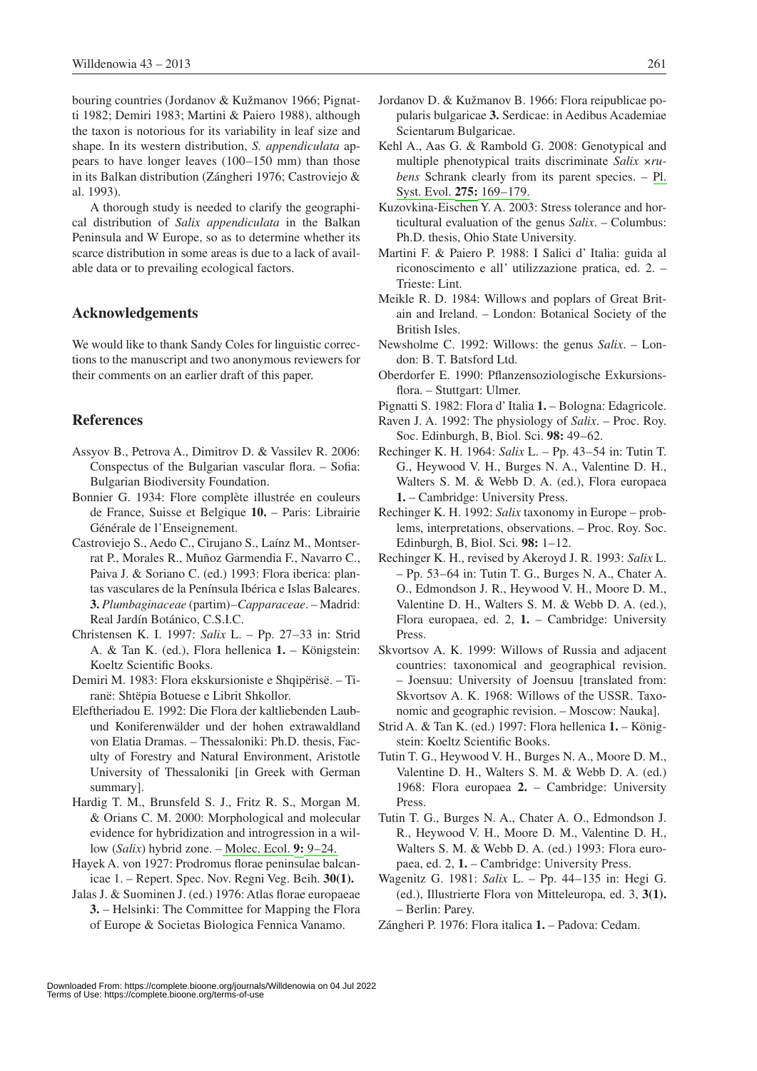bouring countries (Jordanov & Kužmanov 1966; Pignatti 1982; Demiri 1983; Martini & Paiero 1988), although the taxon is notorious for its variability in leaf size and shape. In its western distribution, *S. appendiculata* appears to have longer leaves (100–150 mm) than those in its Balkan distribution (Zángheri 1976; Castroviejo & al. 1993).

A thorough study is needed to clarify the geographical distribution of *Salix appendiculata* in the Balkan Peninsula and W Europe, so as to determine whether its scarce distribution in some areas is due to a lack of available data or to prevailing ecological factors.

## Acknowledgements

We would like to thank Sandy Coles for linguistic corrections to the manuscript and two anonymous reviewers for their comments on an earlier draft of this paper.

## References

Assyov B., Petrova A., Dimitrov D. & Vassilev R. 2006: Conspectus of the Bulgarian vascular flora. – Sofia: Bulgarian Biodiversity Foundation.

Bonnier G. 1934: Flore complète illustrée en couleurs de France, Suisse et Belgique **10.** – Paris: Librairie Générale de l'Enseignement.

Castroviejo S., Aedo C., Cirujano S., Laínz M., Montserrat P., Morales R., Muñoz Garmendia F., Navarro C., Paiva J. & Soriano C. (ed.) 1993: Flora iberica: plantas vasculares de la Península Ibérica e Islas Baleares. **3.** *Plumbaginaceae* (partim)–*Capparaceae*. – Madrid: Real Jardín Botánico, C.S.I.C.

Christensen K. I. 1997: *Salix* L. – Pp. 27–33 in: Strid A. & Tan K. (ed.), Flora hellenica **1.** – Königstein: Koeltz Scientific Books.

Demiri M. 1983: Flora ekskursioniste e Shqipërisë. – Tiranë: Shtëpia Botuese e Librit Shkollor.

Eleftheriadou E. 1992: Die Flora der kaltliebenden Laub- und Koniferenwälder und der hohen extrawaldland von Elatia Dramas. – Thessaloniki: Ph.D. thesis, Faculty of Forestry and Natural Environment, Aristotle University of Thessaloniki [in Greek with German summary].

Hardig T. M., Brunsfeld S. J., Fritz R. S., Morgan M. & Orians C. M. 2000: Morphological and molecular evidence for hybridization and introgression in a willow (*Salix*) hybrid zone. – Molec. Ecol. **9:** 9–24.

Hayek A. von 1927: Prodromus florae peninsulae balcanicae 1. – Repert. Spec. Nov. Regni Veg. Beih. **30(1).**

Jalas J. & Suominen J. (ed.) 1976: Atlas florae europaeae **3.** – Helsinki: The Committee for Mapping the Flora of Europe & Societas Biologica Fennica Vanamo.

Jordanov D. & Kužmanov B. 1966: Flora reipublicae popularis bulgaricae **3.** Serdicae: in Aedibus Academiae Scientarum Bulgaricae.

Kehl A., Aas G. & Rambold G. 2008: Genotypical and multiple phenotypical traits discriminate *Salix* ×*rubens* Schrank clearly from its parent species. – Pl. Syst. Evol. **275:** 169–179.

Kuzovkina-Eischen Y. A. 2003: Stress tolerance and horticultural evaluation of the genus *Salix*. – Columbus: Ph.D. thesis, Ohio State University.

Martini F. & Paiero P. 1988: I Salici d' Italia: guida al riconoscimento e all' utilizzazione pratica, ed. 2. – Trieste: Lint.

Meikle R. D. 1984: Willows and poplars of Great Britain and Ireland. – London: Botanical Society of the British Isles.

Newsholme C. 1992: Willows: the genus *Salix*. – London: B. T. Batsford Ltd.

Oberdorfer E. 1990: Pflanzensoziologische Exkursionsflora. – Stuttgart: Ulmer.

Pignatti S. 1982: Flora d' Italia **1.** – Bologna: Edagricole.

Raven J. A. 1992: The physiology of *Salix*. – Proc. Roy. Soc. Edinburgh, B, Biol. Sci. **98:** 49–62.

Rechinger K. H. 1964: *Salix* L. – Pp. 43–54 in: Tutin T. G., Heywood V. H., Burges N. A., Valentine D. H., Walters S. M. & Webb D. A. (ed.), Flora europaea **1.** – Cambridge: University Press.

Rechinger K. H. 1992: *Salix* taxonomy in Europe – problems, interpretations, observations. – Proc. Roy. Soc. Edinburgh, B, Biol. Sci. **98:** 1–12.

Rechinger K. H., revised by Akeroyd J. R. 1993: *Salix* L. – Pp. 53–64 in: Tutin T. G., Burges N. A., Chater A. O., Edmondson J. R., Heywood V. H., Moore D. M., Valentine D. H., Walters S. M. & Webb D. A. (ed.), Flora europaea, ed. 2, **1.** – Cambridge: University Press.

Skvortsov A. K. 1999: Willows of Russia and adjacent countries: taxonomical and geographical revision. – Joensuu: University of Joensuu [translated from: Skvortsov A. K. 1968: Willows of the USSR. Taxonomic and geographic revision. – Moscow: Nauka].

Strid A. & Tan K. (ed.) 1997: Flora hellenica **1.** – Königstein: Koeltz Scientific Books.

Tutin T. G., Heywood V. H., Burges N. A., Moore D. M., Valentine D. H., Walters S. M. & Webb D. A. (ed.) 1968: Flora europaea **2.** – Cambridge: University Press.

Tutin T. G., Burges N. A., Chater A. O., Edmondson J. R., Heywood V. H., Moore D. M., Valentine D. H., Walters S. M. & Webb D. A. (ed.) 1993: Flora europaea, ed. 2, **1.** – Cambridge: University Press.

Wagenitz G. 1981: *Salix* L. – Pp. 44–135 in: Hegi G. (ed.), Illustrierte Flora von Mitteleuropa, ed. 3, **3(1).** – Berlin: Parey.

Zángheri P. 1976: Flora italica **1.** – Padova: Cedam.